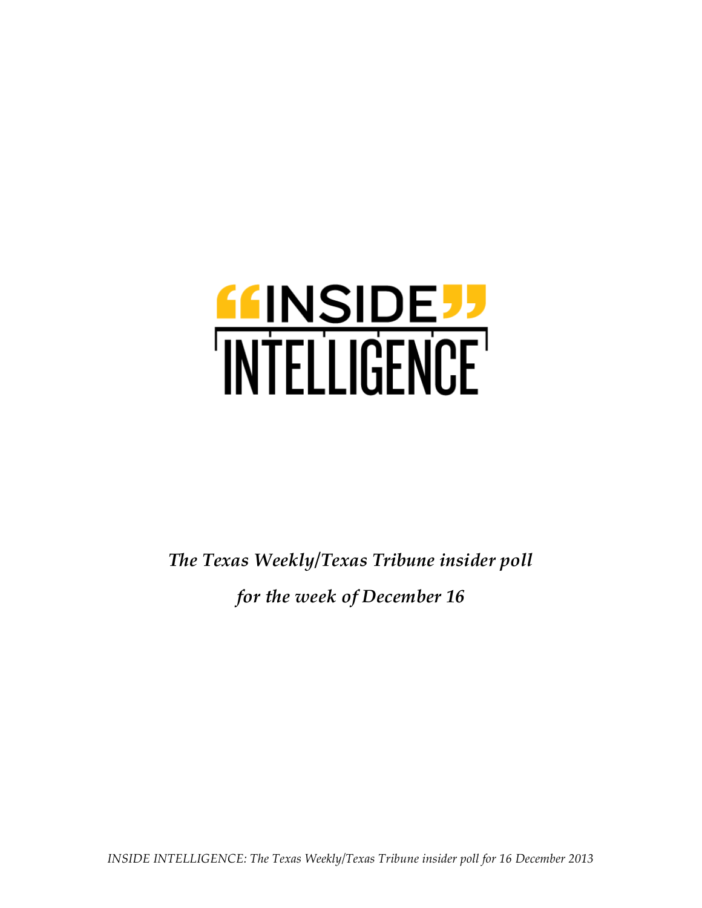# "INSIDE" INTELLIGENCE

*The Texas Weekly/Texas Tribune insider poll*

*for the week of December 16*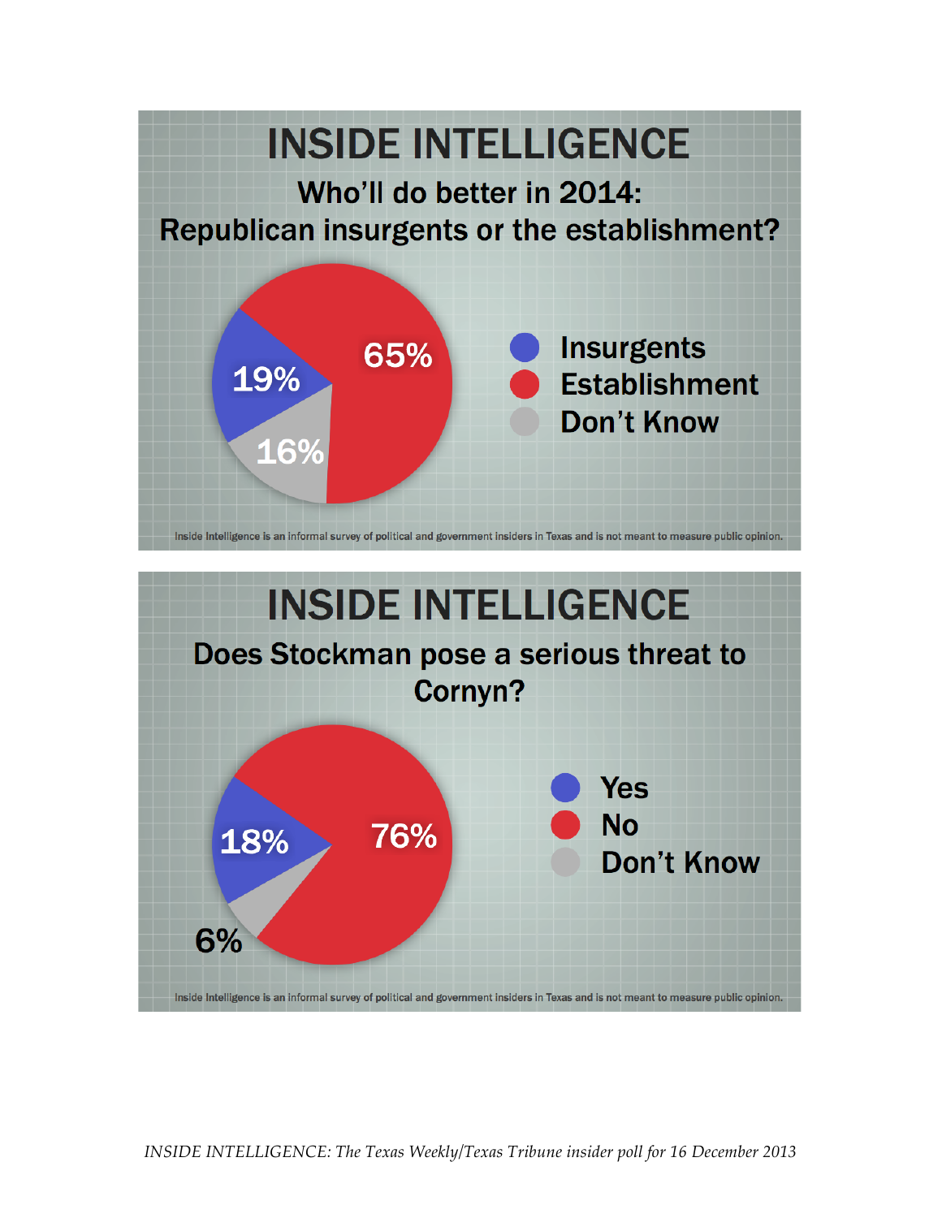# INSIDE INTELLIGENCE

## Who'll do better in 2014: Republican insurgents or the establishment?

| Response | Percent |
| --- | --- |
| Insurgents | 19% |
| Establishment | 65% |
| Don't Know | 16% |

Inside Intelligence is an informal survey of political and government insiders in Texas and is not meant to measure public opinion.

# INSIDE INTELLIGENCE

## Does Stockman pose a serious threat to Cornyn?

| Response | Percent |
| --- | --- |
| Yes | 18% |
| No | 76% |
| Don't Know | 6% |

Inside Intelligence is an informal survey of political and government insiders in Texas and is not meant to measure public opinion.

*INSIDE INTELLIGENCE: The Texas Weekly/Texas Tribune insider poll for 16 December 2013*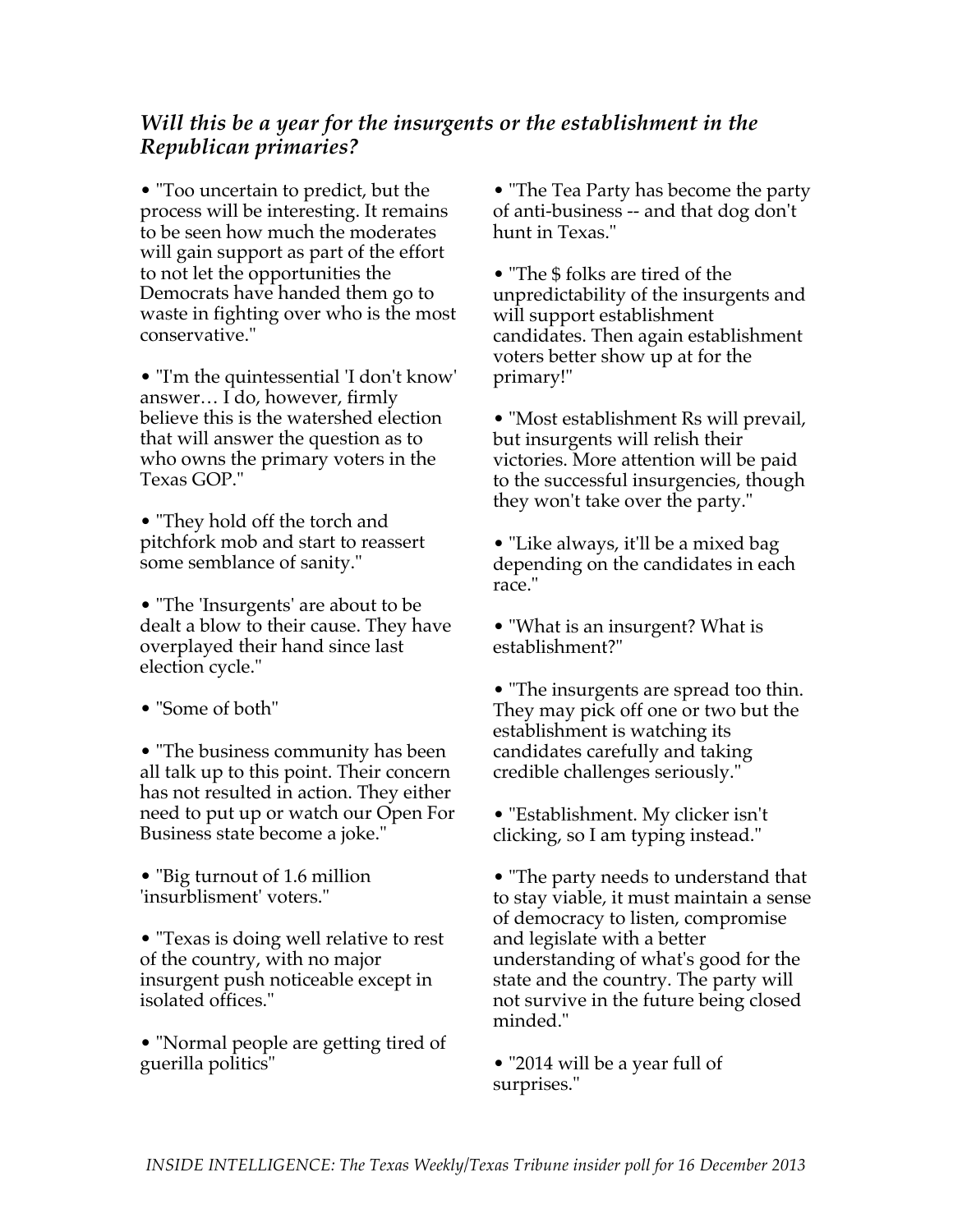### *Will this be a year for the insurgents or the establishment in the Republican primaries?*

- "Too uncertain to predict, but the process will be interesting. It remains to be seen how much the moderates will gain support as part of the effort to not let the opportunities the Democrats have handed them go to waste in fighting over who is the most conservative."

- "I'm the quintessential 'I don't know' answer… I do, however, firmly believe this is the watershed election that will answer the question as to who owns the primary voters in the Texas GOP."

- "They hold off the torch and pitchfork mob and start to reassert some semblance of sanity."

- "The 'Insurgents' are about to be dealt a blow to their cause. They have overplayed their hand since last election cycle."

- "Some of both"

- "The business community has been all talk up to this point. Their concern has not resulted in action. They either need to put up or watch our Open For Business state become a joke."

- "Big turnout of 1.6 million 'insurblisment' voters."

- "Texas is doing well relative to rest of the country, with no major insurgent push noticeable except in isolated offices."

- "Normal people are getting tired of guerilla politics"

- "The Tea Party has become the party of anti-business -- and that dog don't hunt in Texas."

- "The $ folks are tired of the unpredictability of the insurgents and will support establishment candidates. Then again establishment voters better show up at for the primary!"

- "Most establishment Rs will prevail, but insurgents will relish their victories. More attention will be paid to the successful insurgencies, though they won't take over the party."

- "Like always, it'll be a mixed bag depending on the candidates in each race."

- "What is an insurgent? What is establishment?"

- "The insurgents are spread too thin. They may pick off one or two but the establishment is watching its candidates carefully and taking credible challenges seriously."

- "Establishment. My clicker isn't clicking, so I am typing instead."

- "The party needs to understand that to stay viable, it must maintain a sense of democracy to listen, compromise and legislate with a better understanding of what's good for the state and the country. The party will not survive in the future being closed minded."

- "2014 will be a year full of surprises."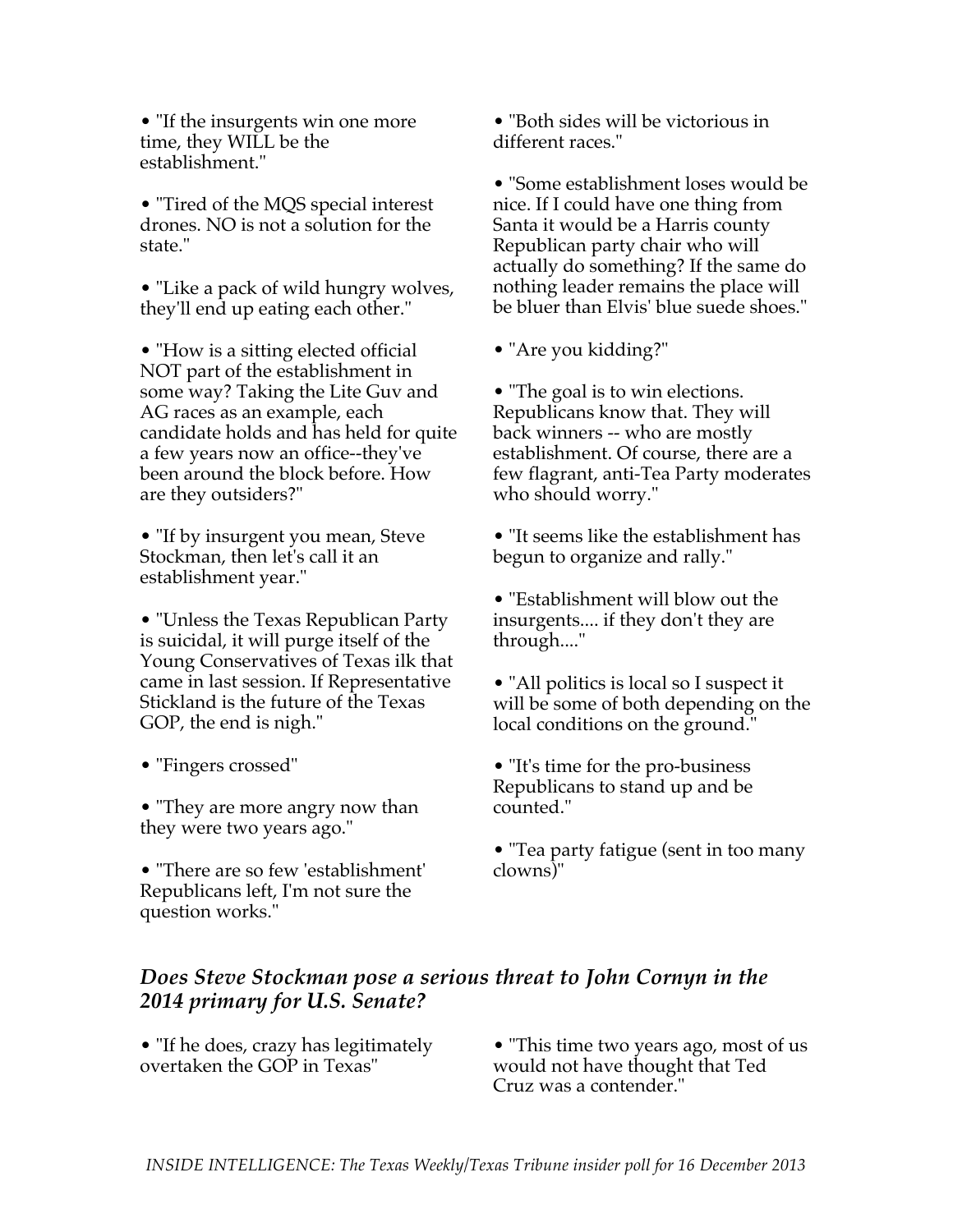• "If the insurgents win one more time, they WILL be the establishment."

• "Tired of the MQS special interest drones. NO is not a solution for the state."

• "Like a pack of wild hungry wolves, they'll end up eating each other."

• "How is a sitting elected official NOT part of the establishment in some way? Taking the Lite Guv and AG races as an example, each candidate holds and has held for quite a few years now an office--they've been around the block before. How are they outsiders?"

• "If by insurgent you mean, Steve Stockman, then let's call it an establishment year."

• "Unless the Texas Republican Party is suicidal, it will purge itself of the Young Conservatives of Texas ilk that came in last session. If Representative Stickland is the future of the Texas GOP, the end is nigh."

• "Fingers crossed"

• "They are more angry now than they were two years ago."

• "There are so few 'establishment' Republicans left, I'm not sure the question works."

• "Both sides will be victorious in different races."

• "Some establishment loses would be nice. If I could have one thing from Santa it would be a Harris county Republican party chair who will actually do something? If the same do nothing leader remains the place will be bluer than Elvis' blue suede shoes."

• "Are you kidding?"

• "The goal is to win elections. Republicans know that. They will back winners -- who are mostly establishment. Of course, there are a few flagrant, anti-Tea Party moderates who should worry."

• "It seems like the establishment has begun to organize and rally."

• "Establishment will blow out the insurgents.... if they don't they are through...."

• "All politics is local so I suspect it will be some of both depending on the local conditions on the ground."

• "It's time for the pro-business Republicans to stand up and be counted."

• "Tea party fatigue (sent in too many clowns)"

### *Does Steve Stockman pose a serious threat to John Cornyn in the 2014 primary for U.S. Senate?*

• "If he does, crazy has legitimately overtaken the GOP in Texas"

• "This time two years ago, most of us would not have thought that Ted Cruz was a contender."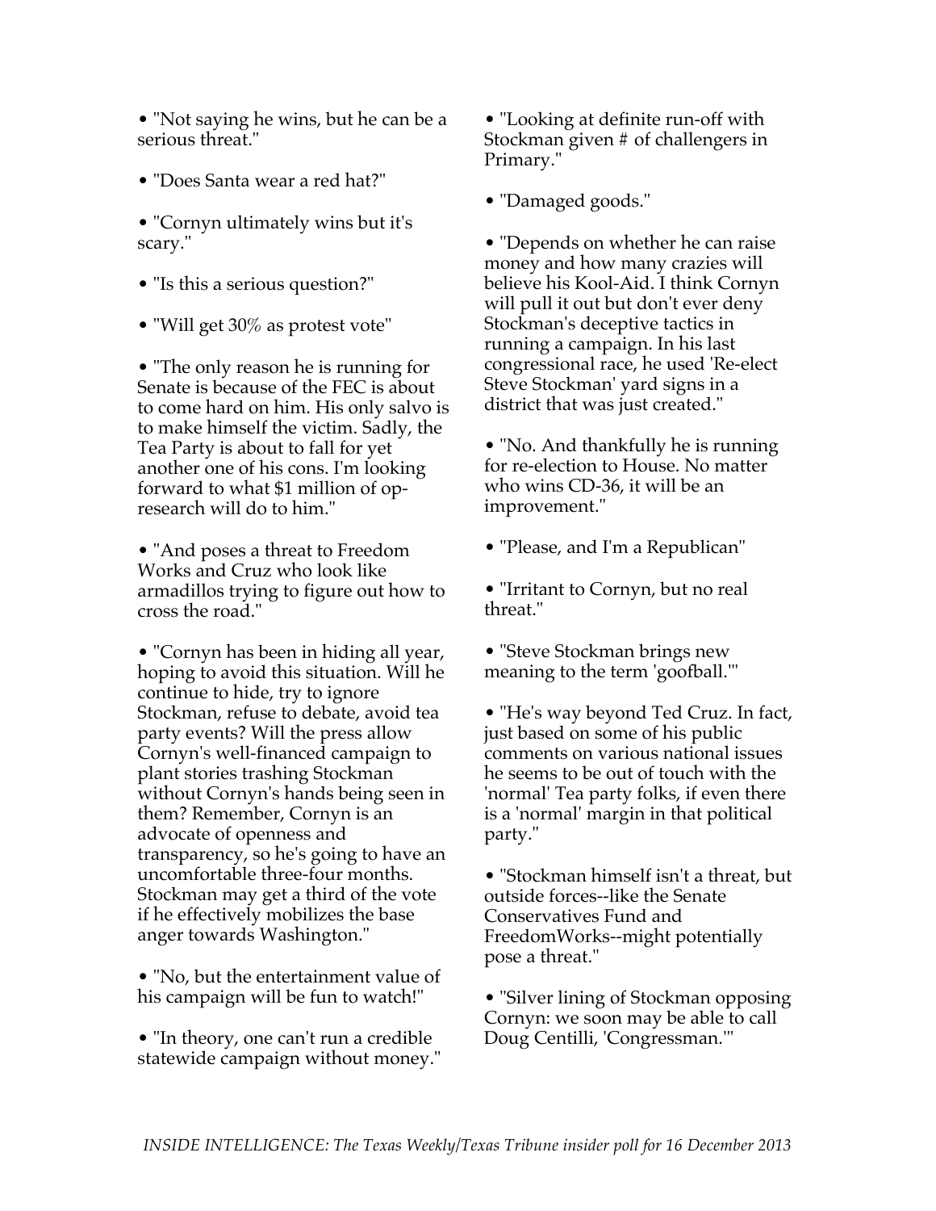- "Not saying he wins, but he can be a serious threat."

- "Does Santa wear a red hat?"

- "Cornyn ultimately wins but it's scary."

- "Is this a serious question?"

- "Will get 30% as protest vote"

- "The only reason he is running for Senate is because of the FEC is about to come hard on him. His only salvo is to make himself the victim. Sadly, the Tea Party is about to fall for yet another one of his cons. I'm looking forward to what $1 million of op-research will do to him."

- "And poses a threat to Freedom Works and Cruz who look like armadillos trying to figure out how to cross the road."

- "Cornyn has been in hiding all year, hoping to avoid this situation. Will he continue to hide, try to ignore Stockman, refuse to debate, avoid tea party events? Will the press allow Cornyn's well-financed campaign to plant stories trashing Stockman without Cornyn's hands being seen in them? Remember, Cornyn is an advocate of openness and transparency, so he's going to have an uncomfortable three-four months. Stockman may get a third of the vote if he effectively mobilizes the base anger towards Washington."

- "No, but the entertainment value of his campaign will be fun to watch!"

- "In theory, one can't run a credible statewide campaign without money."

- "Looking at definite run-off with Stockman given # of challengers in Primary."

- "Damaged goods."

- "Depends on whether he can raise money and how many crazies will believe his Kool-Aid. I think Cornyn will pull it out but don't ever deny Stockman's deceptive tactics in running a campaign. In his last congressional race, he used 'Re-elect Steve Stockman' yard signs in a district that was just created."

- "No. And thankfully he is running for re-election to House. No matter who wins CD-36, it will be an improvement."

- "Please, and I'm a Republican"

- "Irritant to Cornyn, but no real threat."

- "Steve Stockman brings new meaning to the term 'goofball.'"

- "He's way beyond Ted Cruz. In fact, just based on some of his public comments on various national issues he seems to be out of touch with the 'normal' Tea party folks, if even there is a 'normal' margin in that political party."

- "Stockman himself isn't a threat, but outside forces--like the Senate Conservatives Fund and FreedomWorks--might potentially pose a threat."

- "Silver lining of Stockman opposing Cornyn: we soon may be able to call Doug Centilli, 'Congressman.'"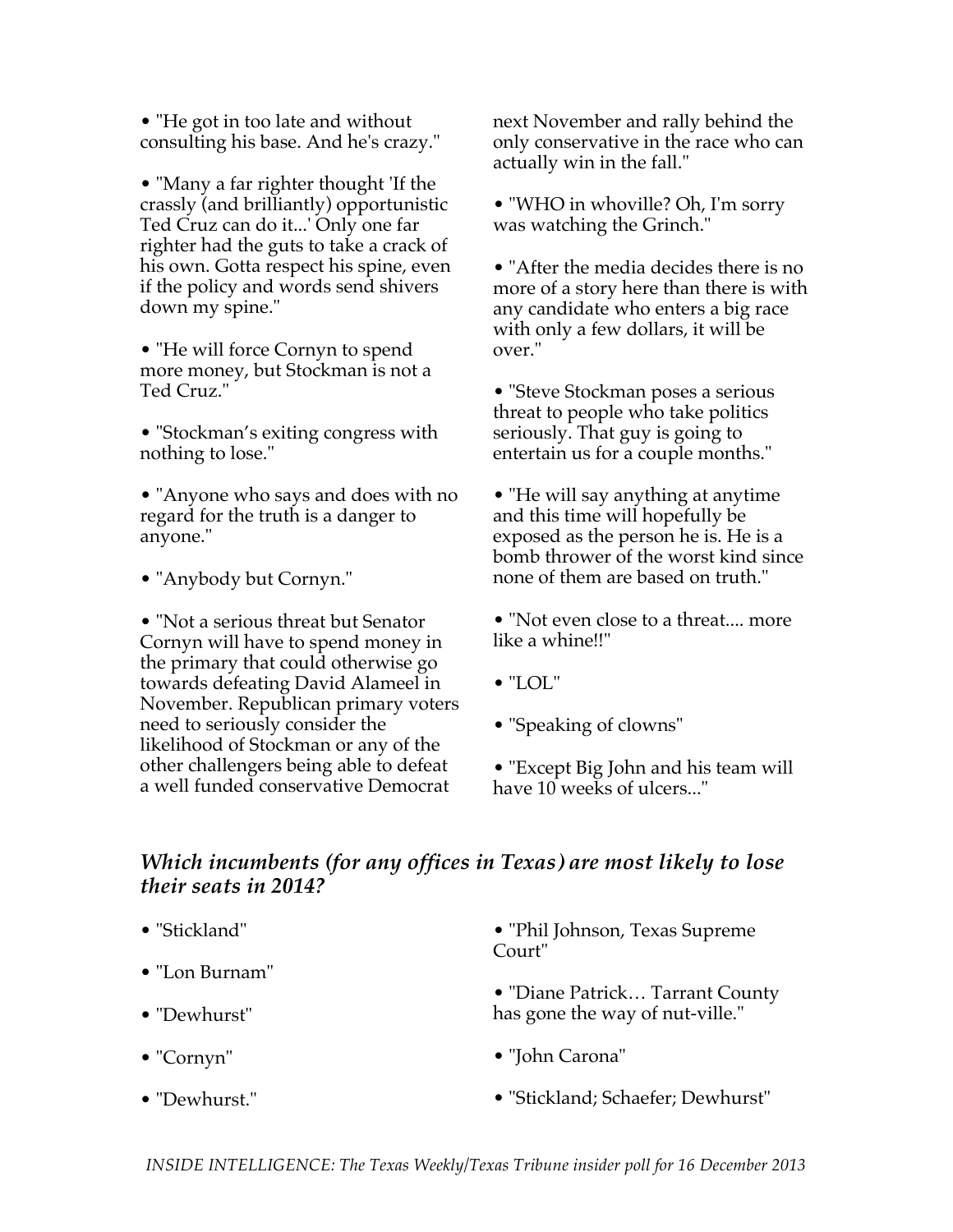- "He got in too late and without consulting his base. And he's crazy."

- "Many a far righter thought 'If the crassly (and brilliantly) opportunistic Ted Cruz can do it...' Only one far righter had the guts to take a crack of his own. Gotta respect his spine, even if the policy and words send shivers down my spine."

- "He will force Cornyn to spend more money, but Stockman is not a Ted Cruz."

- "Stockman's exiting congress with nothing to lose."

- "Anyone who says and does with no regard for the truth is a danger to anyone."

- "Anybody but Cornyn."

- "Not a serious threat but Senator Cornyn will have to spend money in the primary that could otherwise go towards defeating David Alameel in November. Republican primary voters need to seriously consider the likelihood of Stockman or any of the other challengers being able to defeat a well funded conservative Democrat next November and rally behind the only conservative in the race who can actually win in the fall."

- "WHO in whoville? Oh, I'm sorry was watching the Grinch."

- "After the media decides there is no more of a story here than there is with any candidate who enters a big race with only a few dollars, it will be over."

- "Steve Stockman poses a serious threat to people who take politics seriously. That guy is going to entertain us for a couple months."

- "He will say anything at anytime and this time will hopefully be exposed as the person he is. He is a bomb thrower of the worst kind since none of them are based on truth."

- "Not even close to a threat.... more like a whine!!"

- "LOL"

- "Speaking of clowns"

- "Except Big John and his team will have 10 weeks of ulcers..."

### *Which incumbents (for any offices in Texas) are most likely to lose their seats in 2014?*

- "Stickland"

- "Lon Burnam"

- "Dewhurst"

- "Cornyn"

- "Dewhurst."

- "Phil Johnson, Texas Supreme Court"

- "Diane Patrick… Tarrant County has gone the way of nut-ville."

- "John Carona"

- "Stickland; Schaefer; Dewhurst"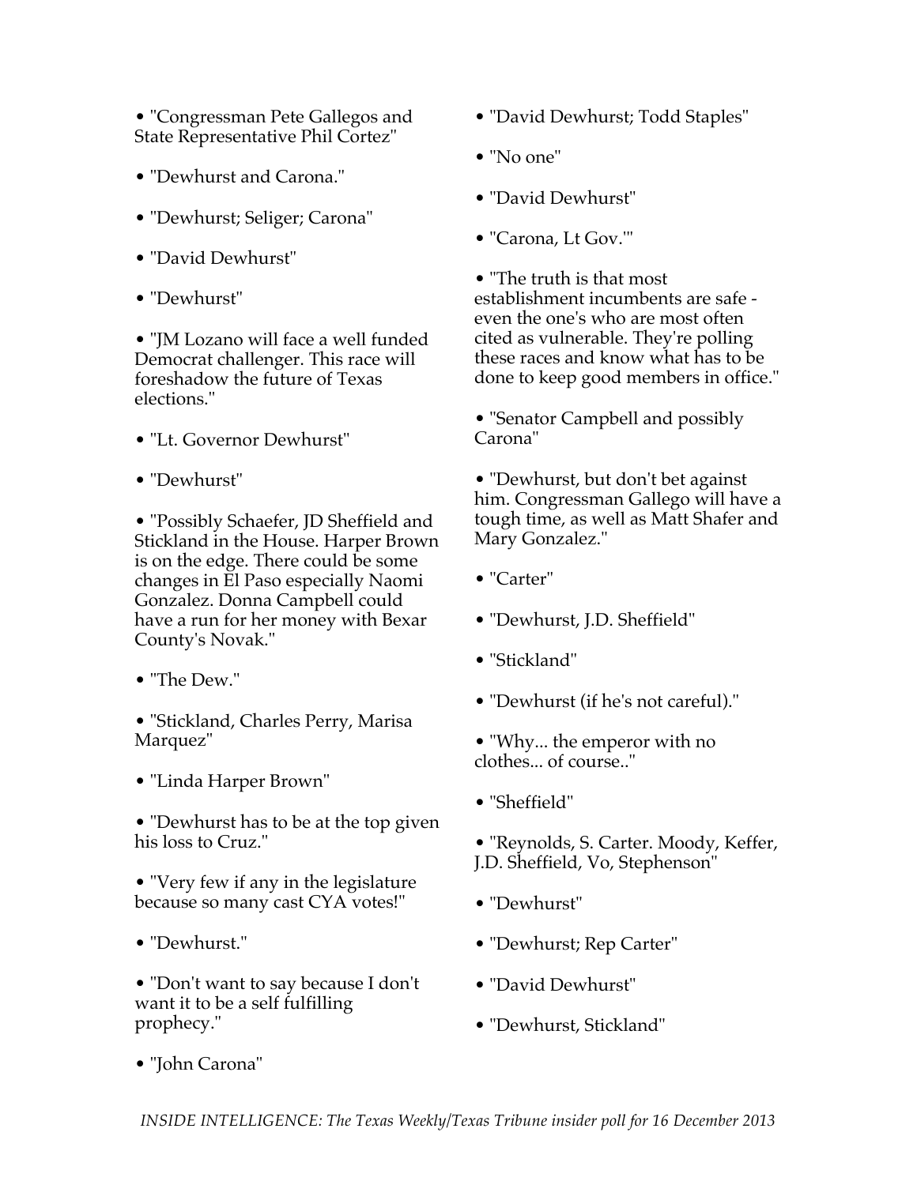- "Congressman Pete Gallegos and State Representative Phil Cortez"
- "Dewhurst and Carona."
- "Dewhurst; Seliger; Carona"
- "David Dewhurst"
- "Dewhurst"
- "JM Lozano will face a well funded Democrat challenger. This race will foreshadow the future of Texas elections."
- "Lt. Governor Dewhurst"
- "Dewhurst"
- "Possibly Schaefer, JD Sheffield and Stickland in the House. Harper Brown is on the edge. There could be some changes in El Paso especially Naomi Gonzalez. Donna Campbell could have a run for her money with Bexar County's Novak."
- "The Dew."
- "Stickland, Charles Perry, Marisa Marquez"
- "Linda Harper Brown"
- "Dewhurst has to be at the top given his loss to Cruz."
- "Very few if any in the legislature because so many cast CYA votes!"
- "Dewhurst."
- "Don't want to say because I don't want it to be a self fulfilling prophecy."
- "John Carona"
- "David Dewhurst; Todd Staples"
- "No one"
- "David Dewhurst"
- "Carona, Lt Gov.'"
- "The truth is that most establishment incumbents are safe - even the one's who are most often cited as vulnerable. They're polling these races and know what has to be done to keep good members in office."
- "Senator Campbell and possibly Carona"
- "Dewhurst, but don't bet against him. Congressman Gallego will have a tough time, as well as Matt Shafer and Mary Gonzalez."
- "Carter"
- "Dewhurst, J.D. Sheffield"
- "Stickland"
- "Dewhurst (if he's not careful)."
- "Why... the emperor with no clothes... of course.."
- "Sheffield"
- "Reynolds, S. Carter. Moody, Keffer, J.D. Sheffield, Vo, Stephenson"
- "Dewhurst"
- "Dewhurst; Rep Carter"
- "David Dewhurst"
- "Dewhurst, Stickland"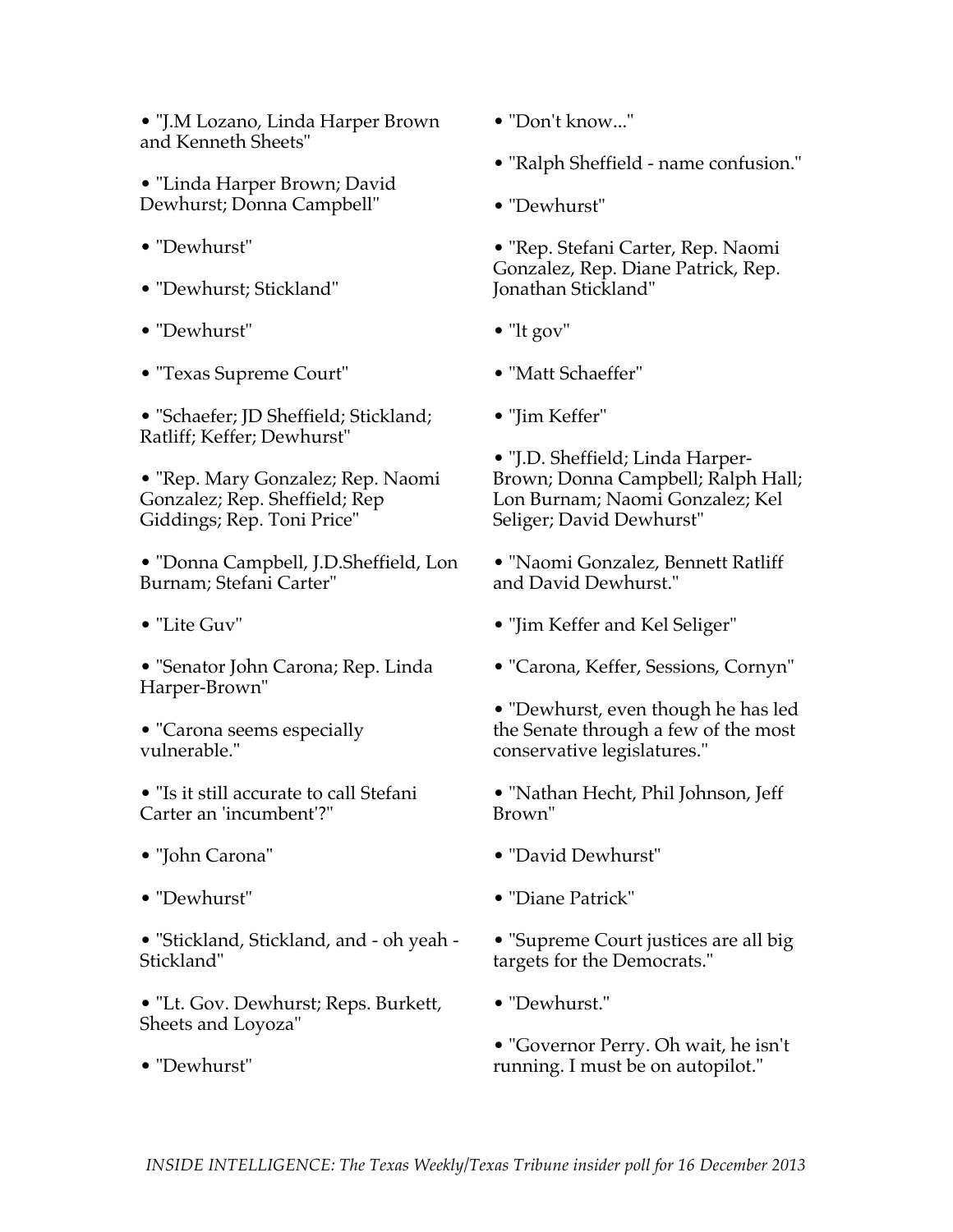- "J.M Lozano, Linda Harper Brown and Kenneth Sheets"

- "Linda Harper Brown; David Dewhurst; Donna Campbell"

- "Dewhurst"

- "Dewhurst; Stickland"

- "Dewhurst"

- "Texas Supreme Court"

- "Schaefer; JD Sheffield; Stickland; Ratliff; Keffer; Dewhurst"

- "Rep. Mary Gonzalez; Rep. Naomi Gonzalez; Rep. Sheffield; Rep Giddings; Rep. Toni Price"

- "Donna Campbell, J.D.Sheffield, Lon Burnam; Stefani Carter"

- "Lite Guv"

- "Senator John Carona; Rep. Linda Harper-Brown"

- "Carona seems especially vulnerable."

- "Is it still accurate to call Stefani Carter an 'incumbent'?"

- "John Carona"

- "Dewhurst"

- "Stickland, Stickland, and - oh yeah - Stickland"

- "Lt. Gov. Dewhurst; Reps. Burkett, Sheets and Loyoza"

- "Dewhurst"

- "Don't know..."

- "Ralph Sheffield - name confusion."

- "Dewhurst"

- "Rep. Stefani Carter, Rep. Naomi Gonzalez, Rep. Diane Patrick, Rep. Jonathan Stickland"

- "lt gov"

- "Matt Schaeffer"

- "Jim Keffer"

- "J.D. Sheffield; Linda Harper-Brown; Donna Campbell; Ralph Hall; Lon Burnam; Naomi Gonzalez; Kel Seliger; David Dewhurst"

- "Naomi Gonzalez, Bennett Ratliff and David Dewhurst."

- "Jim Keffer and Kel Seliger"

- "Carona, Keffer, Sessions, Cornyn"

- "Dewhurst, even though he has led the Senate through a few of the most conservative legislatures."

- "Nathan Hecht, Phil Johnson, Jeff Brown"

- "David Dewhurst"

- "Diane Patrick"

- "Supreme Court justices are all big targets for the Democrats."

- "Dewhurst."

- "Governor Perry. Oh wait, he isn't running. I must be on autopilot."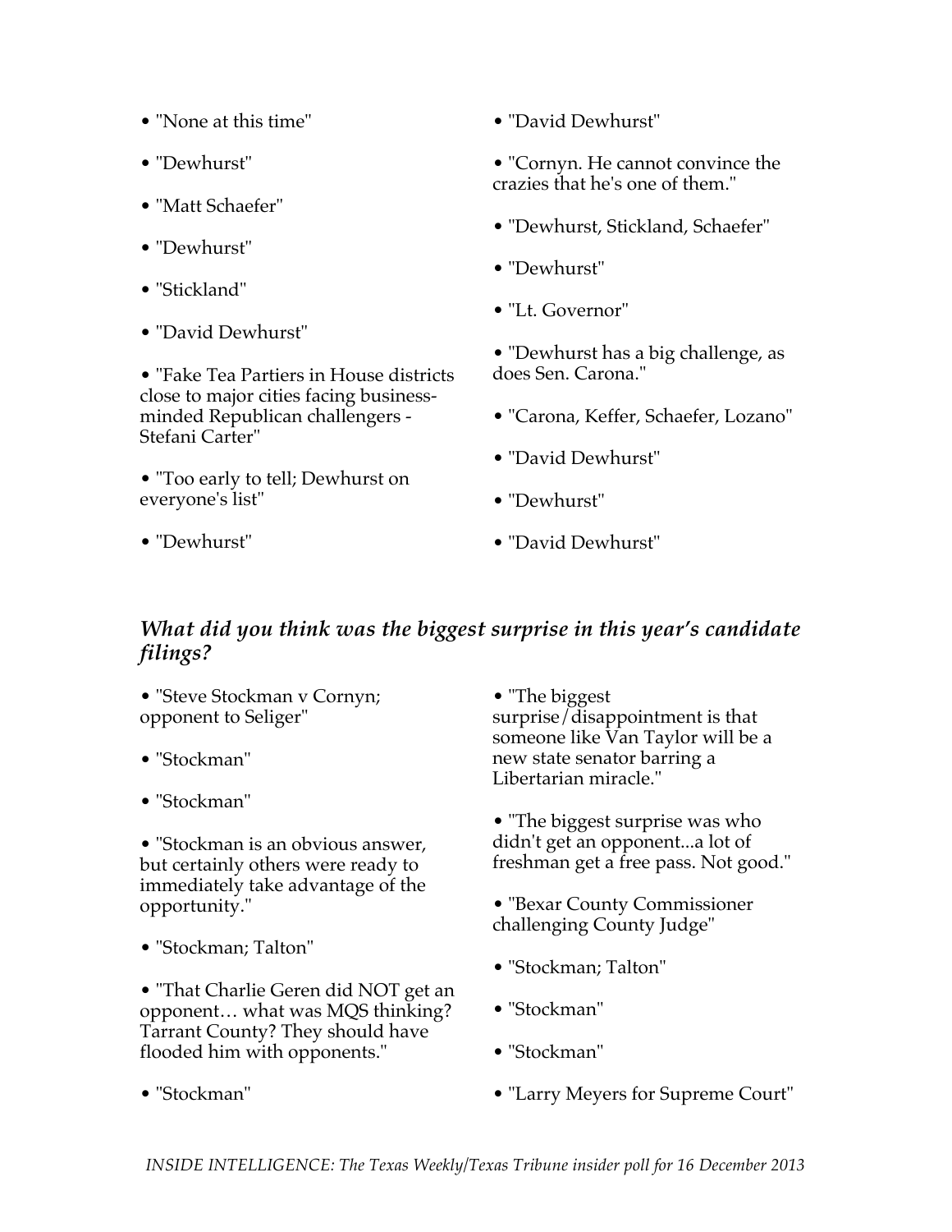- "None at this time"
- "Dewhurst"
- "Matt Schaefer"
- "Dewhurst"
- "Stickland"
- "David Dewhurst"
- "Fake Tea Partiers in House districts close to major cities facing business-minded Republican challengers - Stefani Carter"
- "Too early to tell; Dewhurst on everyone's list"
- "Dewhurst"
- "David Dewhurst"
- "Cornyn. He cannot convince the crazies that he's one of them."
- "Dewhurst, Stickland, Schaefer"
- "Dewhurst"
- "Lt. Governor"
- "Dewhurst has a big challenge, as does Sen. Carona."
- "Carona, Keffer, Schaefer, Lozano"
- "David Dewhurst"
- "Dewhurst"
- "David Dewhurst"

### *What did you think was the biggest surprise in this year's candidate filings?*

- "Steve Stockman v Cornyn; opponent to Seliger"
- "Stockman"
- "Stockman"
- "Stockman is an obvious answer, but certainly others were ready to immediately take advantage of the opportunity."
- "Stockman; Talton"
- "That Charlie Geren did NOT get an opponent… what was MQS thinking? Tarrant County? They should have flooded him with opponents."
- "Stockman"
- "The biggest surprise/disappointment is that someone like Van Taylor will be a new state senator barring a Libertarian miracle."
- "The biggest surprise was who didn't get an opponent...a lot of freshman get a free pass. Not good."
- "Bexar County Commissioner challenging County Judge"
- "Stockman; Talton"
- "Stockman"
- "Stockman"
- "Larry Meyers for Supreme Court"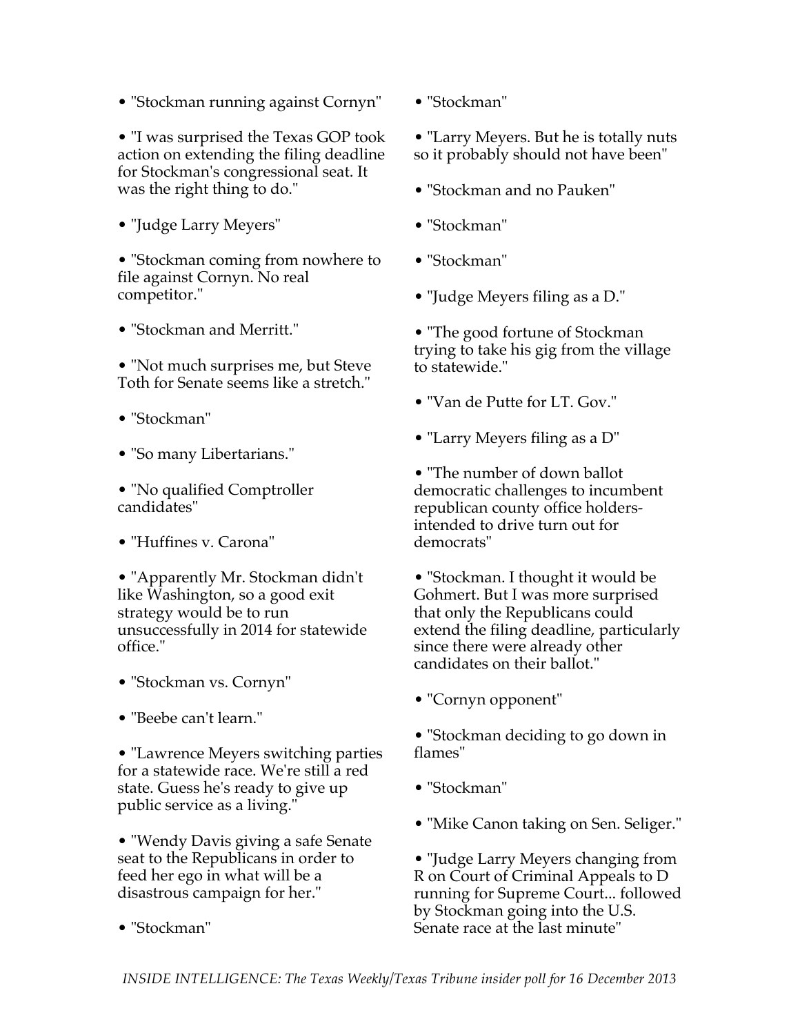- "Stockman running against Cornyn"
- "I was surprised the Texas GOP took action on extending the filing deadline for Stockman's congressional seat. It was the right thing to do."
- "Judge Larry Meyers"
- "Stockman coming from nowhere to file against Cornyn. No real competitor."
- "Stockman and Merritt."
- "Not much surprises me, but Steve Toth for Senate seems like a stretch."
- "Stockman"
- "So many Libertarians."
- "No qualified Comptroller candidates"
- "Huffines v. Carona"
- "Apparently Mr. Stockman didn't like Washington, so a good exit strategy would be to run unsuccessfully in 2014 for statewide office."
- "Stockman vs. Cornyn"
- "Beebe can't learn."
- "Lawrence Meyers switching parties for a statewide race. We're still a red state. Guess he's ready to give up public service as a living."
- "Wendy Davis giving a safe Senate seat to the Republicans in order to feed her ego in what will be a disastrous campaign for her."
- "Stockman"
- "Stockman"
- "Larry Meyers. But he is totally nuts so it probably should not have been"
- "Stockman and no Pauken"
- "Stockman"
- "Stockman"
- "Judge Meyers filing as a D."
- "The good fortune of Stockman trying to take his gig from the village to statewide."
- "Van de Putte for LT. Gov."
- "Larry Meyers filing as a D"
- "The number of down ballot democratic challenges to incumbent republican county office holders- intended to drive turn out for democrats"
- "Stockman. I thought it would be Gohmert. But I was more surprised that only the Republicans could extend the filing deadline, particularly since there were already other candidates on their ballot."
- "Cornyn opponent"
- "Stockman deciding to go down in flames"
- "Stockman"
- "Mike Canon taking on Sen. Seliger."
- "Judge Larry Meyers changing from R on Court of Criminal Appeals to D running for Supreme Court... followed by Stockman going into the U.S. Senate race at the last minute"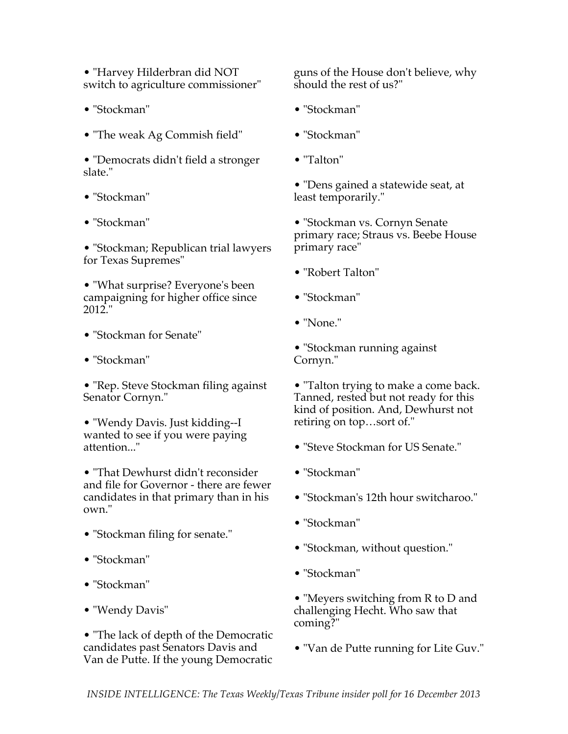- "Harvey Hilderbran did NOT switch to agriculture commissioner"

- "Stockman"

- "The weak Ag Commish field"

- "Democrats didn't field a stronger slate."

- "Stockman"

- "Stockman"

- "Stockman; Republican trial lawyers for Texas Supremes"

- "What surprise? Everyone's been campaigning for higher office since 2012."

- "Stockman for Senate"

- "Stockman"

- "Rep. Steve Stockman filing against Senator Cornyn."

- "Wendy Davis. Just kidding--I wanted to see if you were paying attention..."

- "That Dewhurst didn't reconsider and file for Governor - there are fewer candidates in that primary than in his own."

- "Stockman filing for senate."

- "Stockman"

- "Stockman"

- "Wendy Davis"

- "The lack of depth of the Democratic candidates past Senators Davis and Van de Putte. If the young Democratic guns of the House don't believe, why should the rest of us?"

- "Stockman"

- "Stockman"

- "Talton"

- "Dens gained a statewide seat, at least temporarily."

- "Stockman vs. Cornyn Senate primary race; Straus vs. Beebe House primary race"

- "Robert Talton"

- "Stockman"

- "None."

- "Stockman running against Cornyn."

- "Talton trying to make a come back. Tanned, rested but not ready for this kind of position. And, Dewhurst not retiring on top…sort of."

- "Steve Stockman for US Senate."

- "Stockman"

- "Stockman's 12th hour switcharoo."

- "Stockman"

- "Stockman, without question."

- "Stockman"

- "Meyers switching from R to D and challenging Hecht. Who saw that coming?"

- "Van de Putte running for Lite Guv."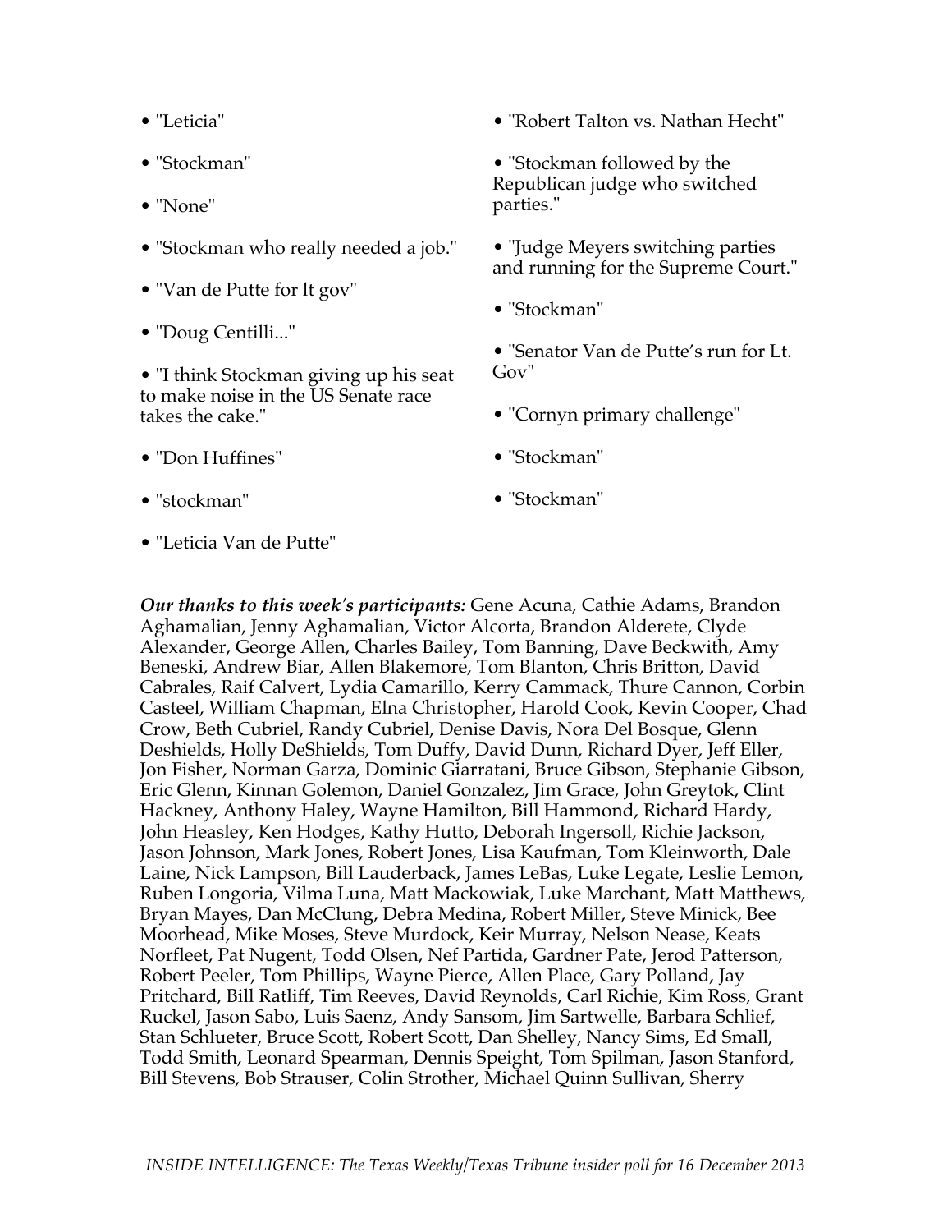- "Leticia"
- "Stockman"
- "None"
- "Stockman who really needed a job."
- "Van de Putte for lt gov"
- "Doug Centilli..."
- "I think Stockman giving up his seat to make noise in the US Senate race takes the cake."
- "Don Huffines"
- "stockman"
- "Leticia Van de Putte"
- "Robert Talton vs. Nathan Hecht"
- "Stockman followed by the Republican judge who switched parties."
- "Judge Meyers switching parties and running for the Supreme Court."
- "Stockman"
- "Senator Van de Putte's run for Lt. Gov"
- "Cornyn primary challenge"
- "Stockman"
- "Stockman"

***Our thanks to this week's participants:*** Gene Acuna, Cathie Adams, Brandon Aghamalian, Jenny Aghamalian, Victor Alcorta, Brandon Alderete, Clyde Alexander, George Allen, Charles Bailey, Tom Banning, Dave Beckwith, Amy Beneski, Andrew Biar, Allen Blakemore, Tom Blanton, Chris Britton, David Cabrales, Raif Calvert, Lydia Camarillo, Kerry Cammack, Thure Cannon, Corbin Casteel, William Chapman, Elna Christopher, Harold Cook, Kevin Cooper, Chad Crow, Beth Cubriel, Randy Cubriel, Denise Davis, Nora Del Bosque, Glenn Deshields, Holly DeShields, Tom Duffy, David Dunn, Richard Dyer, Jeff Eller, Jon Fisher, Norman Garza, Dominic Giarratani, Bruce Gibson, Stephanie Gibson, Eric Glenn, Kinnan Golemon, Daniel Gonzalez, Jim Grace, John Greytok, Clint Hackney, Anthony Haley, Wayne Hamilton, Bill Hammond, Richard Hardy, John Heasley, Ken Hodges, Kathy Hutto, Deborah Ingersoll, Richie Jackson, Jason Johnson, Mark Jones, Robert Jones, Lisa Kaufman, Tom Kleinworth, Dale Laine, Nick Lampson, Bill Lauderback, James LeBas, Luke Legate, Leslie Lemon, Ruben Longoria, Vilma Luna, Matt Mackowiak, Luke Marchant, Matt Matthews, Bryan Mayes, Dan McClung, Debra Medina, Robert Miller, Steve Minick, Bee Moorhead, Mike Moses, Steve Murdock, Keir Murray, Nelson Nease, Keats Norfleet, Pat Nugent, Todd Olsen, Nef Partida, Gardner Pate, Jerod Patterson, Robert Peeler, Tom Phillips, Wayne Pierce, Allen Place, Gary Polland, Jay Pritchard, Bill Ratliff, Tim Reeves, David Reynolds, Carl Richie, Kim Ross, Grant Ruckel, Jason Sabo, Luis Saenz, Andy Sansom, Jim Sartwelle, Barbara Schlief, Stan Schlueter, Bruce Scott, Robert Scott, Dan Shelley, Nancy Sims, Ed Small, Todd Smith, Leonard Spearman, Dennis Speight, Tom Spilman, Jason Stanford, Bill Stevens, Bob Strauser, Colin Strother, Michael Quinn Sullivan, Sherry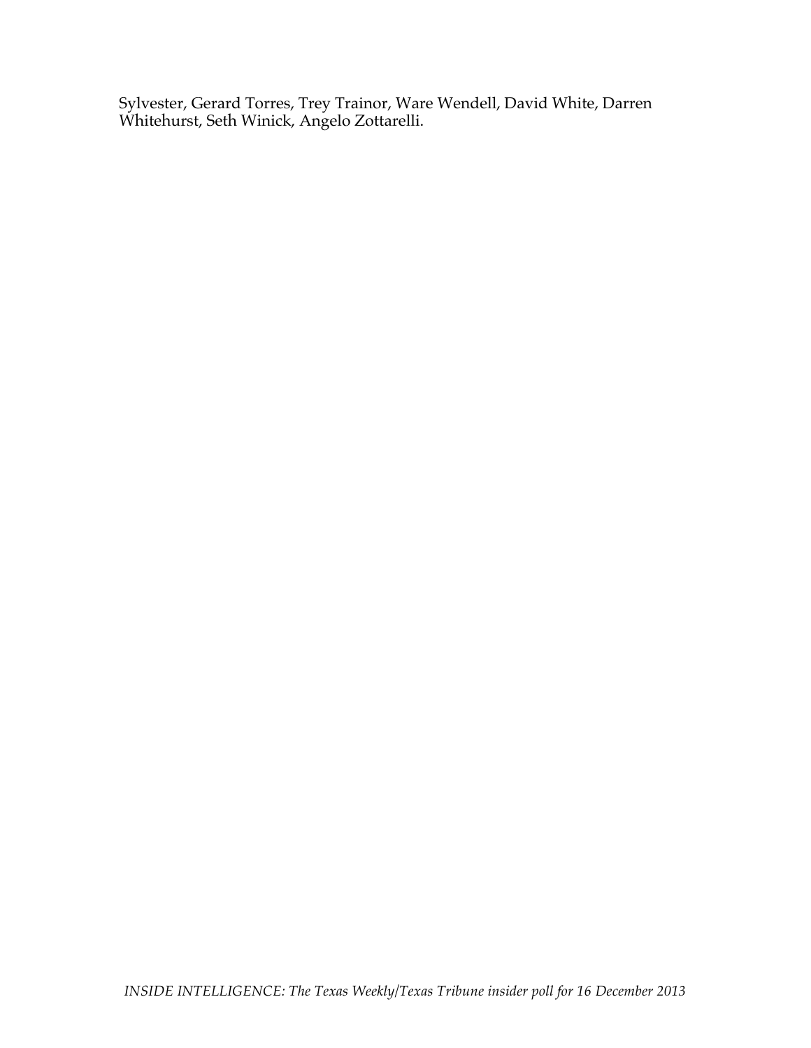Sylvester, Gerard Torres, Trey Trainor, Ware Wendell, David White, Darren Whitehurst, Seth Winick, Angelo Zottarelli.